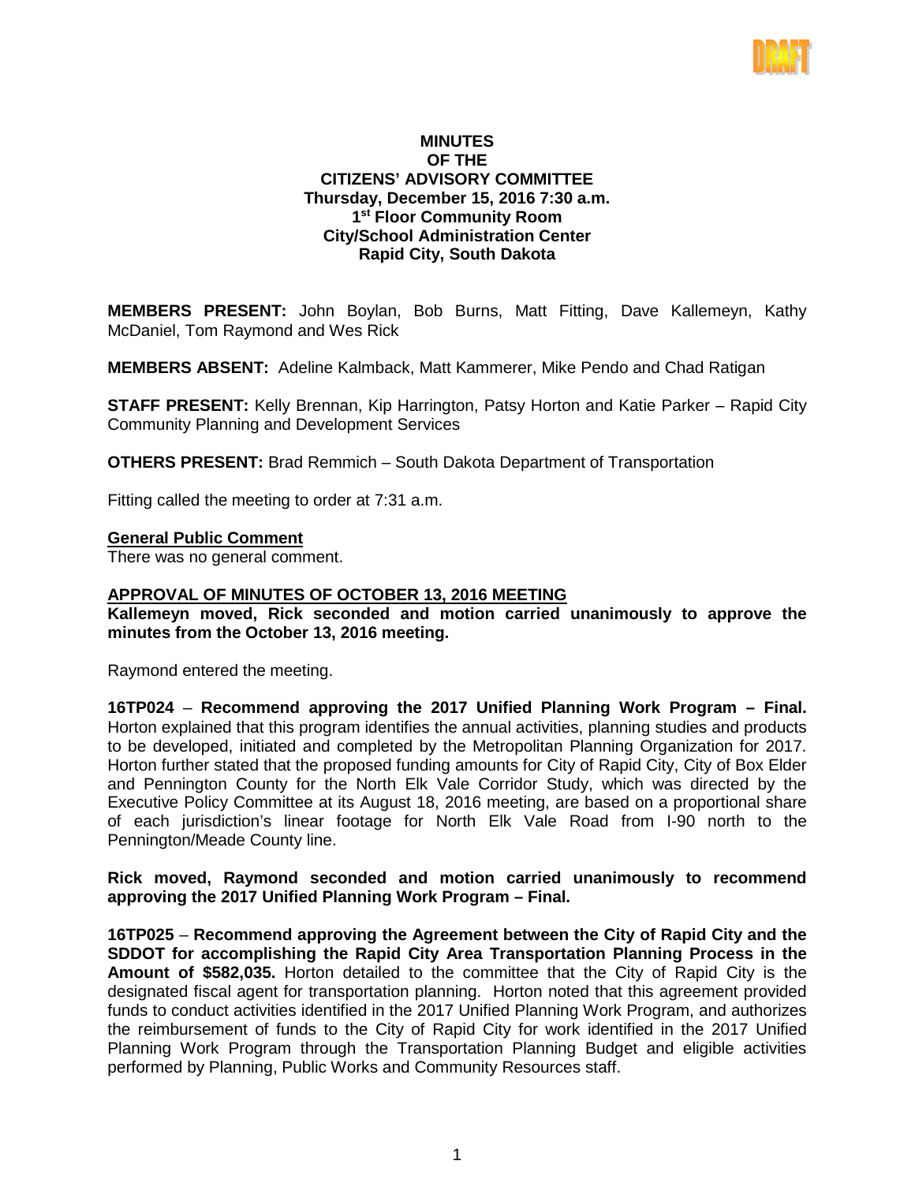DRAFT

**MINUTES**
**OF THE**
**CITIZENS' ADVISORY COMMITTEE**
**Thursday, December 15, 2016 7:30 a.m.**
**1st Floor Community Room**
**City/School Administration Center**
**Rapid City, South Dakota**

**MEMBERS PRESENT:** John Boylan, Bob Burns, Matt Fitting, Dave Kallemeyn, Kathy McDaniel, Tom Raymond and Wes Rick

**MEMBERS ABSENT:** Adeline Kalmback, Matt Kammerer, Mike Pendo and Chad Ratigan

**STAFF PRESENT:** Kelly Brennan, Kip Harrington, Patsy Horton and Katie Parker – Rapid City Community Planning and Development Services

**OTHERS PRESENT:** Brad Remmich – South Dakota Department of Transportation

Fitting called the meeting to order at 7:31 a.m.

**General Public Comment**

There was no general comment.

**APPROVAL OF MINUTES OF OCTOBER 13, 2016 MEETING**

**Kallemeyn moved, Rick seconded and motion carried unanimously to approve the minutes from the October 13, 2016 meeting.**

Raymond entered the meeting.

**16TP024** – **Recommend approving the 2017 Unified Planning Work Program – Final.** Horton explained that this program identifies the annual activities, planning studies and products to be developed, initiated and completed by the Metropolitan Planning Organization for 2017. Horton further stated that the proposed funding amounts for City of Rapid City, City of Box Elder and Pennington County for the North Elk Vale Corridor Study, which was directed by the Executive Policy Committee at its August 18, 2016 meeting, are based on a proportional share of each jurisdiction's linear footage for North Elk Vale Road from I-90 north to the Pennington/Meade County line.

**Rick moved, Raymond seconded and motion carried unanimously to recommend approving the 2017 Unified Planning Work Program – Final.**

**16TP025** – **Recommend approving the Agreement between the City of Rapid City and the SDDOT for accomplishing the Rapid City Area Transportation Planning Process in the Amount of $582,035.** Horton detailed to the committee that the City of Rapid City is the designated fiscal agent for transportation planning. Horton noted that this agreement provided funds to conduct activities identified in the 2017 Unified Planning Work Program, and authorizes the reimbursement of funds to the City of Rapid City for work identified in the 2017 Unified Planning Work Program through the Transportation Planning Budget and eligible activities performed by Planning, Public Works and Community Resources staff.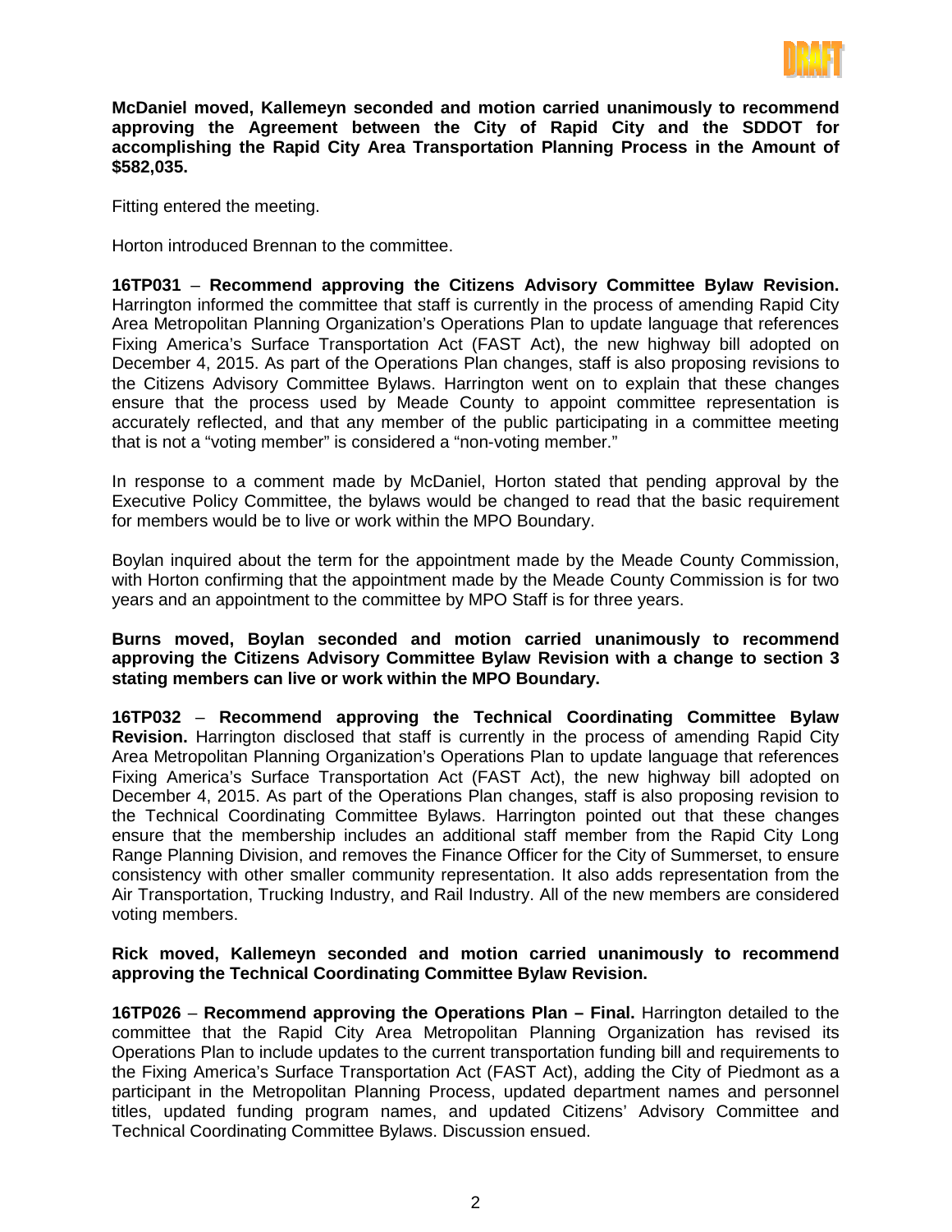**McDaniel moved, Kallemeyn seconded and motion carried unanimously to recommend approving the Agreement between the City of Rapid City and the SDDOT for accomplishing the Rapid City Area Transportation Planning Process in the Amount of $582,035.**

Fitting entered the meeting.

Horton introduced Brennan to the committee.

**16TP031** – **Recommend approving the Citizens Advisory Committee Bylaw Revision.** Harrington informed the committee that staff is currently in the process of amending Rapid City Area Metropolitan Planning Organization's Operations Plan to update language that references Fixing America's Surface Transportation Act (FAST Act), the new highway bill adopted on December 4, 2015. As part of the Operations Plan changes, staff is also proposing revisions to the Citizens Advisory Committee Bylaws. Harrington went on to explain that these changes ensure that the process used by Meade County to appoint committee representation is accurately reflected, and that any member of the public participating in a committee meeting that is not a "voting member" is considered a "non-voting member."

In response to a comment made by McDaniel, Horton stated that pending approval by the Executive Policy Committee, the bylaws would be changed to read that the basic requirement for members would be to live or work within the MPO Boundary.

Boylan inquired about the term for the appointment made by the Meade County Commission, with Horton confirming that the appointment made by the Meade County Commission is for two years and an appointment to the committee by MPO Staff is for three years.

**Burns moved, Boylan seconded and motion carried unanimously to recommend approving the Citizens Advisory Committee Bylaw Revision with a change to section 3 stating members can live or work within the MPO Boundary.**

**16TP032** – **Recommend approving the Technical Coordinating Committee Bylaw Revision.** Harrington disclosed that staff is currently in the process of amending Rapid City Area Metropolitan Planning Organization's Operations Plan to update language that references Fixing America's Surface Transportation Act (FAST Act), the new highway bill adopted on December 4, 2015. As part of the Operations Plan changes, staff is also proposing revision to the Technical Coordinating Committee Bylaws. Harrington pointed out that these changes ensure that the membership includes an additional staff member from the Rapid City Long Range Planning Division, and removes the Finance Officer for the City of Summerset, to ensure consistency with other smaller community representation. It also adds representation from the Air Transportation, Trucking Industry, and Rail Industry. All of the new members are considered voting members.

**Rick moved, Kallemeyn seconded and motion carried unanimously to recommend approving the Technical Coordinating Committee Bylaw Revision.**

**16TP026** – **Recommend approving the Operations Plan – Final.** Harrington detailed to the committee that the Rapid City Area Metropolitan Planning Organization has revised its Operations Plan to include updates to the current transportation funding bill and requirements to the Fixing America's Surface Transportation Act (FAST Act), adding the City of Piedmont as a participant in the Metropolitan Planning Process, updated department names and personnel titles, updated funding program names, and updated Citizens' Advisory Committee and Technical Coordinating Committee Bylaws. Discussion ensued.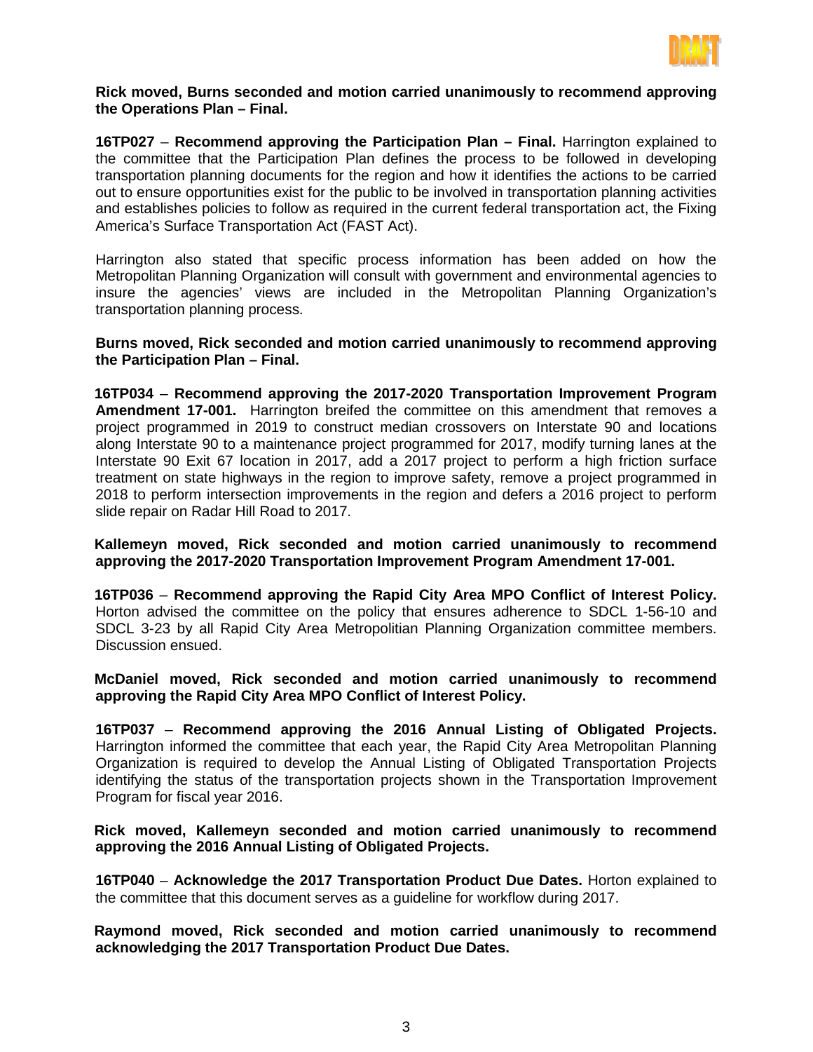**Rick moved, Burns seconded and motion carried unanimously to recommend approving the Operations Plan – Final.**

**16TP027** – **Recommend approving the Participation Plan – Final.** Harrington explained to the committee that the Participation Plan defines the process to be followed in developing transportation planning documents for the region and how it identifies the actions to be carried out to ensure opportunities exist for the public to be involved in transportation planning activities and establishes policies to follow as required in the current federal transportation act, the Fixing America's Surface Transportation Act (FAST Act).

Harrington also stated that specific process information has been added on how the Metropolitan Planning Organization will consult with government and environmental agencies to insure the agencies' views are included in the Metropolitan Planning Organization's transportation planning process.

**Burns moved, Rick seconded and motion carried unanimously to recommend approving the Participation Plan – Final.**

**16TP034** – **Recommend approving the 2017-2020 Transportation Improvement Program Amendment 17-001.** Harrington breifed the committee on this amendment that removes a project programmed in 2019 to construct median crossovers on Interstate 90 and locations along Interstate 90 to a maintenance project programmed for 2017, modify turning lanes at the Interstate 90 Exit 67 location in 2017, add a 2017 project to perform a high friction surface treatment on state highways in the region to improve safety, remove a project programmed in 2018 to perform intersection improvements in the region and defers a 2016 project to perform slide repair on Radar Hill Road to 2017.

**Kallemeyn moved, Rick seconded and motion carried unanimously to recommend approving the 2017-2020 Transportation Improvement Program Amendment 17-001.**

**16TP036** – **Recommend approving the Rapid City Area MPO Conflict of Interest Policy.** Horton advised the committee on the policy that ensures adherence to SDCL 1-56-10 and SDCL 3-23 by all Rapid City Area Metropolitian Planning Organization committee members. Discussion ensued.

**McDaniel moved, Rick seconded and motion carried unanimously to recommend approving the Rapid City Area MPO Conflict of Interest Policy.**

**16TP037** – **Recommend approving the 2016 Annual Listing of Obligated Projects.** Harrington informed the committee that each year, the Rapid City Area Metropolitan Planning Organization is required to develop the Annual Listing of Obligated Transportation Projects identifying the status of the transportation projects shown in the Transportation Improvement Program for fiscal year 2016.

**Rick moved, Kallemeyn seconded and motion carried unanimously to recommend approving the 2016 Annual Listing of Obligated Projects.**

**16TP040** – **Acknowledge the 2017 Transportation Product Due Dates.** Horton explained to the committee that this document serves as a guideline for workflow during 2017.

**Raymond moved, Rick seconded and motion carried unanimously to recommend acknowledging the 2017 Transportation Product Due Dates.**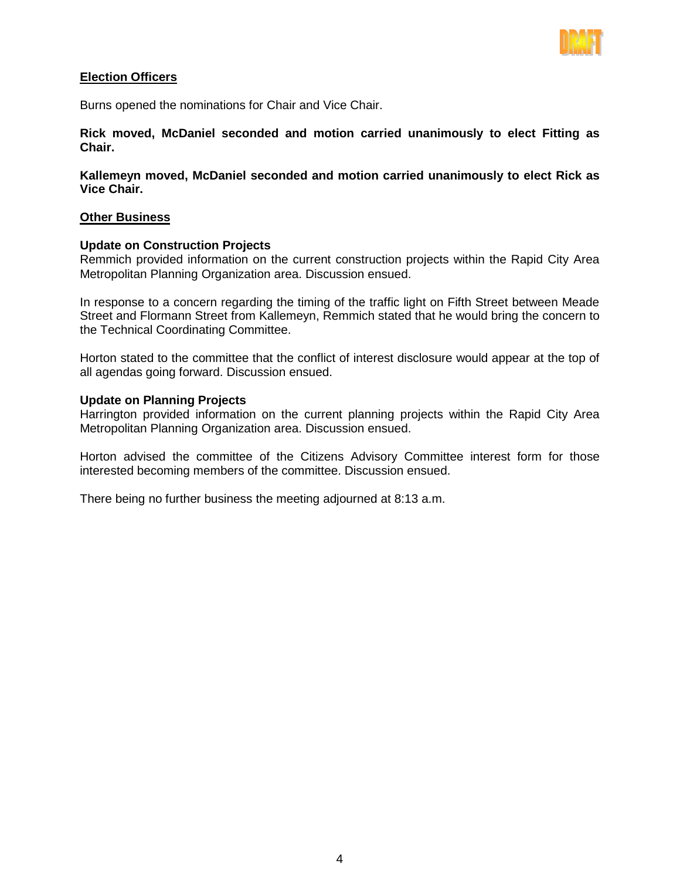DRAFT

**Election Officers**

Burns opened the nominations for Chair and Vice Chair.

**Rick moved, McDaniel seconded and motion carried unanimously to elect Fitting as Chair.**

**Kallemeyn moved, McDaniel seconded and motion carried unanimously to elect Rick as Vice Chair.**

**Other Business**

**Update on Construction Projects**
Remmich provided information on the current construction projects within the Rapid City Area Metropolitan Planning Organization area. Discussion ensued.

In response to a concern regarding the timing of the traffic light on Fifth Street between Meade Street and Flormann Street from Kallemeyn, Remmich stated that he would bring the concern to the Technical Coordinating Committee.

Horton stated to the committee that the conflict of interest disclosure would appear at the top of all agendas going forward. Discussion ensued.

**Update on Planning Projects**
Harrington provided information on the current planning projects within the Rapid City Area Metropolitan Planning Organization area. Discussion ensued.

Horton advised the committee of the Citizens Advisory Committee interest form for those interested becoming members of the committee. Discussion ensued.

There being no further business the meeting adjourned at 8:13 a.m.